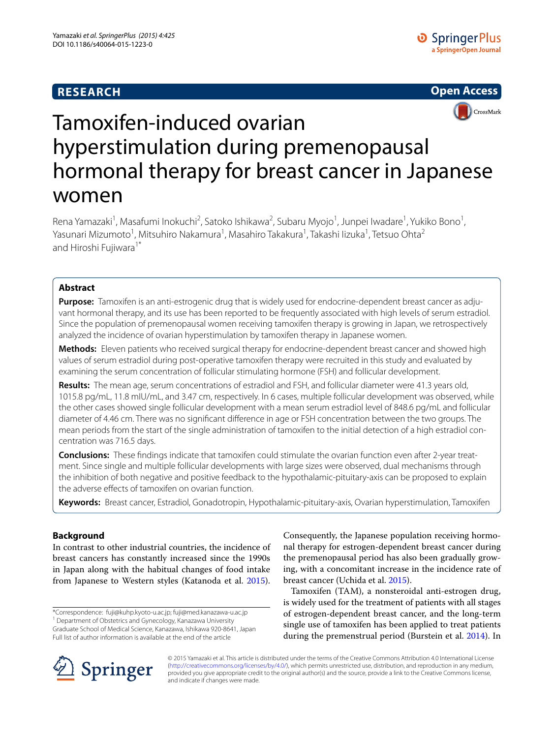RESEARCH

Open Access

# Tamoxifen-induced ovarian hyperstimulation during premenopausal hormonal therapy for breast cancer in Japanese women

Rena Yamazaki[1], Masafumi Inokuchi[2], Satoko Ishikawa[2], Subaru Myojo[1], Junpei Iwadare[1], Yukiko Bono[1], Yasunari Mizumoto[1], Mitsuhiro Nakamura[1], Masahiro Takakura[1], Takashi Iizuka[1], Tetsuo Ohta[2] and Hiroshi Fujiwara[1*]

## Abstract

**Purpose:** Tamoxifen is an anti-estrogenic drug that is widely used for endocrine-dependent breast cancer as adjuvant hormonal therapy, and its use has been reported to be frequently associated with high levels of serum estradiol. Since the population of premenopausal women receiving tamoxifen therapy is growing in Japan, we retrospectively analyzed the incidence of ovarian hyperstimulation by tamoxifen therapy in Japanese women.

**Methods:** Eleven patients who received surgical therapy for endocrine-dependent breast cancer and showed high values of serum estradiol during post-operative tamoxifen therapy were recruited in this study and evaluated by examining the serum concentration of follicular stimulating hormone (FSH) and follicular development.

**Results:** The mean age, serum concentrations of estradiol and FSH, and follicular diameter were 41.3 years old, 1015.8 pg/mL, 11.8 mIU/mL, and 3.47 cm, respectively. In 6 cases, multiple follicular development was observed, while the other cases showed single follicular development with a mean serum estradiol level of 848.6 pg/mL and follicular diameter of 4.46 cm. There was no significant difference in age or FSH concentration between the two groups. The mean periods from the start of the single administration of tamoxifen to the initial detection of a high estradiol concentration was 716.5 days.

**Conclusions:** These findings indicate that tamoxifen could stimulate the ovarian function even after 2-year treatment. Since single and multiple follicular developments with large sizes were observed, dual mechanisms through the inhibition of both negative and positive feedback to the hypothalamic-pituitary-axis can be proposed to explain the adverse effects of tamoxifen on ovarian function.

**Keywords:** Breast cancer, Estradiol, Gonadotropin, Hypothalamic-pituitary-axis, Ovarian hyperstimulation, Tamoxifen

## Background

In contrast to other industrial countries, the incidence of breast cancers has constantly increased since the 1990s in Japan along with the habitual changes of food intake from Japanese to Western styles (Katanoda et al. 2015). Consequently, the Japanese population receiving hormonal therapy for estrogen-dependent breast cancer during the premenopausal period has also been gradually growing, with a concomitant increase in the incidence rate of breast cancer (Uchida et al. 2015).

Tamoxifen (TAM), a nonsteroidal anti-estrogen drug, is widely used for the treatment of patients with all stages of estrogen-dependent breast cancer, and the long-term single use of tamoxifen has been applied to treat patients during the premenstrual period (Burstein et al. 2014). In

*Correspondence: fuji@kuhp.kyoto-u.ac.jp; fuji@med.kanazawa-u.ac.jp
[1] Department of Obstetrics and Gynecology, Kanazawa University Graduate School of Medical Science, Kanazawa, Ishikawa 920-8641, Japan
Full list of author information is available at the end of the article

© 2015 Yamazaki et al. This article is distributed under the terms of the Creative Commons Attribution 4.0 International License (http://creativecommons.org/licenses/by/4.0/), which permits unrestricted use, distribution, and reproduction in any medium, provided you give appropriate credit to the original author(s) and the source, provide a link to the Creative Commons license, and indicate if changes were made.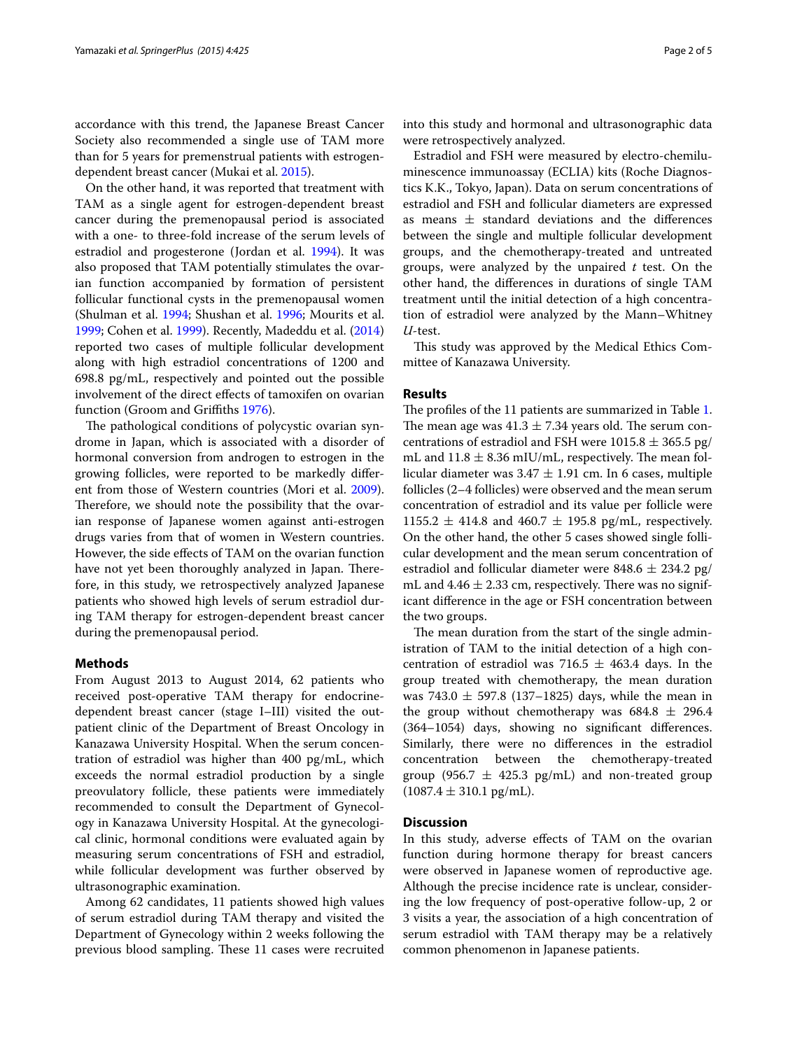accordance with this trend, the Japanese Breast Cancer Society also recommended a single use of TAM more than for 5 years for premenstrual patients with estrogen-dependent breast cancer (Mukai et al. 2015).

On the other hand, it was reported that treatment with TAM as a single agent for estrogen-dependent breast cancer during the premenopausal period is associated with a one- to three-fold increase of the serum levels of estradiol and progesterone (Jordan et al. 1994). It was also proposed that TAM potentially stimulates the ovarian function accompanied by formation of persistent follicular functional cysts in the premenopausal women (Shulman et al. 1994; Shushan et al. 1996; Mourits et al. 1999; Cohen et al. 1999). Recently, Madeddu et al. (2014) reported two cases of multiple follicular development along with high estradiol concentrations of 1200 and 698.8 pg/mL, respectively and pointed out the possible involvement of the direct effects of tamoxifen on ovarian function (Groom and Griffiths 1976).

The pathological conditions of polycystic ovarian syndrome in Japan, which is associated with a disorder of hormonal conversion from androgen to estrogen in the growing follicles, were reported to be markedly different from those of Western countries (Mori et al. 2009). Therefore, we should note the possibility that the ovarian response of Japanese women against anti-estrogen drugs varies from that of women in Western countries. However, the side effects of TAM on the ovarian function have not yet been thoroughly analyzed in Japan. Therefore, in this study, we retrospectively analyzed Japanese patients who showed high levels of serum estradiol during TAM therapy for estrogen-dependent breast cancer during the premenopausal period.

## Methods

From August 2013 to August 2014, 62 patients who received post-operative TAM therapy for endocrine-dependent breast cancer (stage I–III) visited the outpatient clinic of the Department of Breast Oncology in Kanazawa University Hospital. When the serum concentration of estradiol was higher than 400 pg/mL, which exceeds the normal estradiol production by a single preovulatory follicle, these patients were immediately recommended to consult the Department of Gynecology in Kanazawa University Hospital. At the gynecological clinic, hormonal conditions were evaluated again by measuring serum concentrations of FSH and estradiol, while follicular development was further observed by ultrasonographic examination.

Among 62 candidates, 11 patients showed high values of serum estradiol during TAM therapy and visited the Department of Gynecology within 2 weeks following the previous blood sampling. These 11 cases were recruited into this study and hormonal and ultrasonographic data were retrospectively analyzed.

Estradiol and FSH were measured by electro-chemiluminescence immunoassay (ECLIA) kits (Roche Diagnostics K.K., Tokyo, Japan). Data on serum concentrations of estradiol and FSH and follicular diameters are expressed as means ± standard deviations and the differences between the single and multiple follicular development groups, and the chemotherapy-treated and untreated groups, were analyzed by the unpaired *t* test. On the other hand, the differences in durations of single TAM treatment until the initial detection of a high concentration of estradiol were analyzed by the Mann–Whitney *U*-test.

This study was approved by the Medical Ethics Committee of Kanazawa University.

## Results

The profiles of the 11 patients are summarized in Table 1. The mean age was 41.3 ± 7.34 years old. The serum concentrations of estradiol and FSH were 1015.8 ± 365.5 pg/mL and 11.8 ± 8.36 mIU/mL, respectively. The mean follicular diameter was 3.47 ± 1.91 cm. In 6 cases, multiple follicles (2–4 follicles) were observed and the mean serum concentration of estradiol and its value per follicle were 1155.2 ± 414.8 and 460.7 ± 195.8 pg/mL, respectively. On the other hand, the other 5 cases showed single follicular development and the mean serum concentration of estradiol and follicular diameter were 848.6 ± 234.2 pg/mL and 4.46 ± 2.33 cm, respectively. There was no significant difference in the age or FSH concentration between the two groups.

The mean duration from the start of the single administration of TAM to the initial detection of a high concentration of estradiol was 716.5 ± 463.4 days. In the group treated with chemotherapy, the mean duration was 743.0 ± 597.8 (137–1825) days, while the mean in the group without chemotherapy was 684.8 ± 296.4 (364–1054) days, showing no significant differences. Similarly, there were no differences in the estradiol concentration between the chemotherapy-treated group (956.7 ± 425.3 pg/mL) and non-treated group (1087.4 ± 310.1 pg/mL).

## Discussion

In this study, adverse effects of TAM on the ovarian function during hormone therapy for breast cancers were observed in Japanese women of reproductive age. Although the precise incidence rate is unclear, considering the low frequency of post-operative follow-up, 2 or 3 visits a year, the association of a high concentration of serum estradiol with TAM therapy may be a relatively common phenomenon in Japanese patients.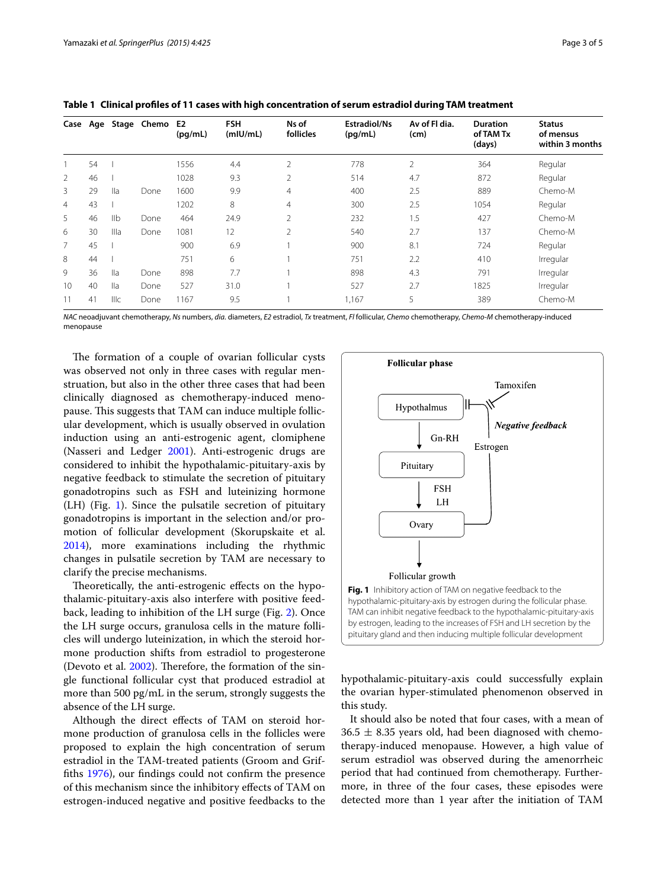**Table 1 Clinical profiles of 11 cases with high concentration of serum estradiol during TAM treatment**

| Case | Age | Stage | Chemo | E2 (pg/mL) | FSH (mIU/mL) | Ns of follicles | Estradiol/Ns (pg/mL) | Av of Fl dia. (cm) | Duration of TAM Tx (days) | Status of mensus within 3 months |
|---|---|---|---|---|---|---|---|---|---|---|
| 1 | 54 | I | | 1556 | 4.4 | 2 | 778 | 2 | 364 | Regular |
| 2 | 46 | I | | 1028 | 9.3 | 2 | 514 | 4.7 | 872 | Regular |
| 3 | 29 | IIa | Done | 1600 | 9.9 | 4 | 400 | 2.5 | 889 | Chemo-M |
| 4 | 43 | I | | 1202 | 8 | 4 | 300 | 2.5 | 1054 | Regular |
| 5 | 46 | IIb | Done | 464 | 24.9 | 2 | 232 | 1.5 | 427 | Chemo-M |
| 6 | 30 | IIIa | Done | 1081 | 12 | 2 | 540 | 2.7 | 137 | Chemo-M |
| 7 | 45 | I | | 900 | 6.9 | 1 | 900 | 8.1 | 724 | Regular |
| 8 | 44 | I | | 751 | 6 | 1 | 751 | 2.2 | 410 | Irregular |
| 9 | 36 | IIa | Done | 898 | 7.7 | 1 | 898 | 4.3 | 791 | Irregular |
| 10 | 40 | IIa | Done | 527 | 31.0 | 1 | 527 | 2.7 | 1825 | Irregular |
| 11 | 41 | IIIc | Done | 1167 | 9.5 | 1 | 1,167 | 5 | 389 | Chemo-M |

*NAC* neoadjuvant chemotherapy, *Ns* numbers, *dia.* diameters, *E2* estradiol, *Tx* treatment, *Fl* follicular, *Chemo* chemotherapy, *Chemo-M* chemotherapy-induced menopause

The formation of a couple of ovarian follicular cysts was observed not only in three cases with regular menstruation, but also in the other three cases that had been clinically diagnosed as chemotherapy-induced menopause. This suggests that TAM can induce multiple follicular development, which is usually observed in ovulation induction using an anti-estrogenic agent, clomiphene (Nasseri and Ledger 2001). Anti-estrogenic drugs are considered to inhibit the hypothalamic-pituitary-axis by negative feedback to stimulate the secretion of pituitary gonadotropins such as FSH and luteinizing hormone (LH) (Fig. 1). Since the pulsatile secretion of pituitary gonadotropins is important in the selection and/or promotion of follicular development (Skorupskaite et al. 2014), more examinations including the rhythmic changes in pulsatile secretion by TAM are necessary to clarify the precise mechanisms.

Theoretically, the anti-estrogenic effects on the hypothalamic-pituitary-axis also interfere with positive feedback, leading to inhibition of the LH surge (Fig. 2). Once the LH surge occurs, granulosa cells in the mature follicles will undergo luteinization, in which the steroid hormone production shifts from estradiol to progesterone (Devoto et al. 2002). Therefore, the formation of the single functional follicular cyst that produced estradiol at more than 500 pg/mL in the serum, strongly suggests the absence of the LH surge.

Although the direct effects of TAM on steroid hormone production of granulosa cells in the follicles were proposed to explain the high concentration of serum estradiol in the TAM-treated patients (Groom and Griffiths 1976), our findings could not confirm the presence of this mechanism since the inhibitory effects of TAM on estrogen-induced negative and positive feedbacks to the hypothalamic-pituitary-axis could successfully explain the ovarian hyper-stimulated phenomenon observed in this study.

Follicular phase

Tamoxifen

Hypothalmus

Negative feedback

Gn-RH

Estrogen

Pituitary

FSH

LH

Ovary

Follicular growth

**Fig. 1** Inhibitory action of TAM on negative feedback to the hypothalamic-pituitary-axis by estrogen during the follicular phase. TAM can inhibit negative feedback to the hypothalamic-pituitary-axis by estrogen, leading to the increases of FSH and LH secretion by the pituitary gland and then inducing multiple follicular development

It should also be noted that four cases, with a mean of 36.5 ± 8.35 years old, had been diagnosed with chemotherapy-induced menopause. However, a high value of serum estradiol was observed during the amenorrheic period that had continued from chemotherapy. Furthermore, in three of the four cases, these episodes were detected more than 1 year after the initiation of TAM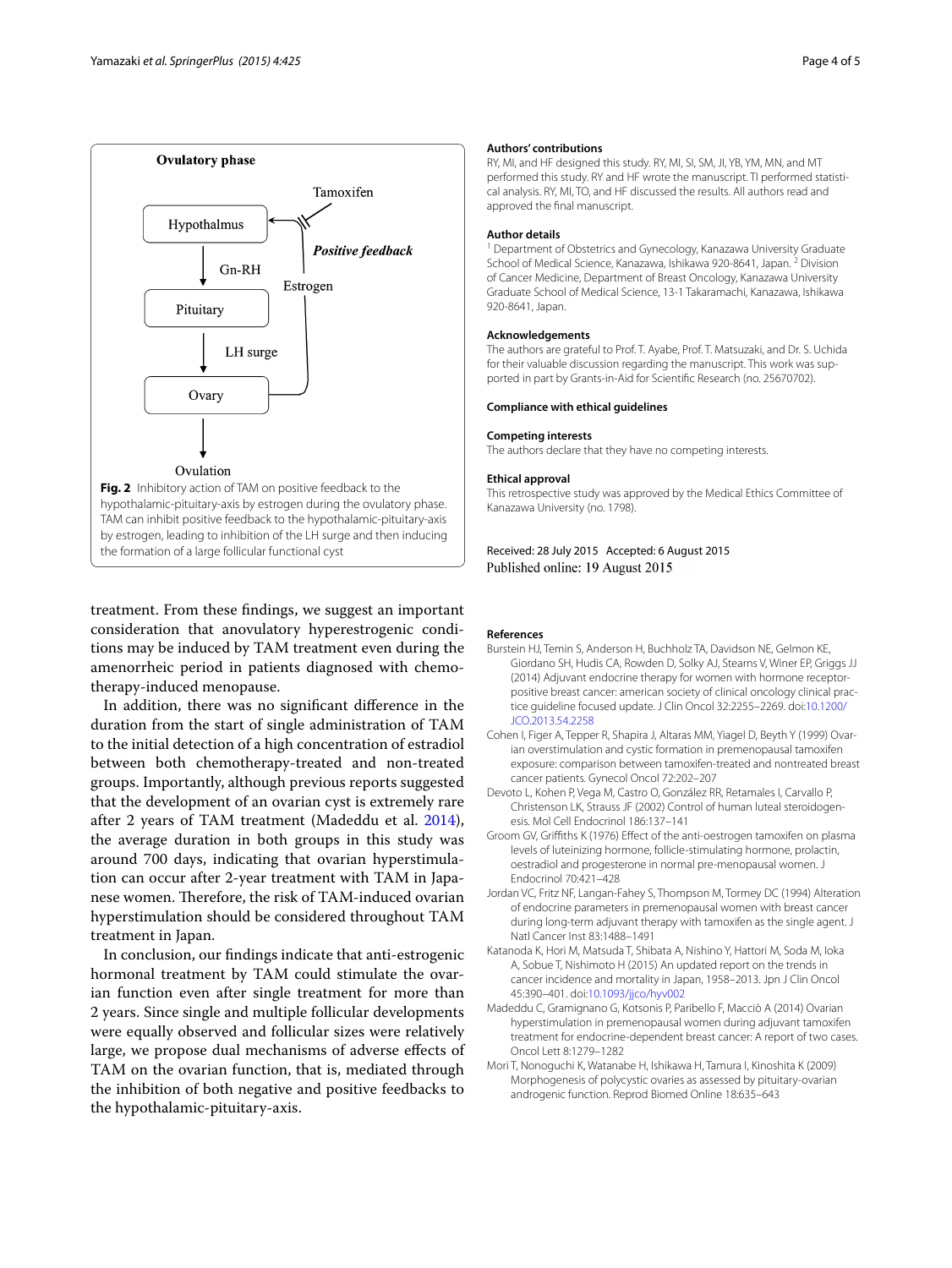Ovulatory phase

Tamoxifen

Hypothalmus

Positive feedback

Gn-RH

Estrogen

Pituitary

LH surge

Ovary

Ovulation

**Fig. 2** Inhibitory action of TAM on positive feedback to the hypothalamic-pituitary-axis by estrogen during the ovulatory phase. TAM can inhibit positive feedback to the hypothalamic-pituitary-axis by estrogen, leading to inhibition of the LH surge and then inducing the formation of a large follicular functional cyst

treatment. From these findings, we suggest an important consideration that anovulatory hyperestrogenic conditions may be induced by TAM treatment even during the amenorrheic period in patients diagnosed with chemotherapy-induced menopause.

In addition, there was no significant difference in the duration from the start of single administration of TAM to the initial detection of a high concentration of estradiol between both chemotherapy-treated and non-treated groups. Importantly, although previous reports suggested that the development of an ovarian cyst is extremely rare after 2 years of TAM treatment (Madeddu et al. 2014), the average duration in both groups in this study was around 700 days, indicating that ovarian hyperstimulation can occur after 2-year treatment with TAM in Japanese women. Therefore, the risk of TAM-induced ovarian hyperstimulation should be considered throughout TAM treatment in Japan.

In conclusion, our findings indicate that anti-estrogenic hormonal treatment by TAM could stimulate the ovarian function even after single treatment for more than 2 years. Since single and multiple follicular developments were equally observed and follicular sizes were relatively large, we propose dual mechanisms of adverse effects of TAM on the ovarian function, that is, mediated through the inhibition of both negative and positive feedbacks to the hypothalamic-pituitary-axis.

### Authors' contributions

RY, MI, and HF designed this study. RY, MI, SI, SM, JI, YB, YM, MN, and MT performed this study. RY and HF wrote the manuscript. TI performed statistical analysis. RY, MI, TO, and HF discussed the results. All authors read and approved the final manuscript.

### Author details

[1] Department of Obstetrics and Gynecology, Kanazawa University Graduate School of Medical Science, Kanazawa, Ishikawa 920-8641, Japan. [2] Division of Cancer Medicine, Department of Breast Oncology, Kanazawa University Graduate School of Medical Science, 13-1 Takaramachi, Kanazawa, Ishikawa 920-8641, Japan.

### Acknowledgements

The authors are grateful to Prof. T. Ayabe, Prof. T. Matsuzaki, and Dr. S. Uchida for their valuable discussion regarding the manuscript. This work was supported in part by Grants-in-Aid for Scientific Research (no. 25670702).

### Compliance with ethical guidelines

### Competing interests

The authors declare that they have no competing interests.

### Ethical approval

This retrospective study was approved by the Medical Ethics Committee of Kanazawa University (no. 1798).

Received: 28 July 2015 Accepted: 6 August 2015
Published online: 19 August 2015

### References

Burstein HJ, Temin S, Anderson H, Buchholz TA, Davidson NE, Gelmon KE, Giordano SH, Hudis CA, Rowden D, Solky AJ, Stearns V, Winer EP, Griggs JJ (2014) Adjuvant endocrine therapy for women with hormone receptor-positive breast cancer: american society of clinical oncology clinical practice guideline focused update. J Clin Oncol 32:2255–2269. doi:10.1200/JCO.2013.54.2258

Cohen I, Figer A, Tepper R, Shapira J, Altaras MM, Yiagel D, Beyth Y (1999) Ovarian overstimulation and cystic formation in premenopausal tamoxifen exposure: comparison between tamoxifen-treated and nontreated breast cancer patients. Gynecol Oncol 72:202–207

Devoto L, Kohen P, Vega M, Castro O, González RR, Retamales I, Carvallo P, Christenson LK, Strauss JF (2002) Control of human luteal steroidogenesis. Mol Cell Endocrinol 186:137–141

Groom GV, Griffiths K (1976) Effect of the anti-oestrogen tamoxifen on plasma levels of luteinizing hormone, follicle-stimulating hormone, prolactin, oestradiol and progesterone in normal pre-menopausal women. J Endocrinol 70:421–428

Jordan VC, Fritz NF, Langan-Fahey S, Thompson M, Tormey DC (1994) Alteration of endocrine parameters in premenopausal women with breast cancer during long-term adjuvant therapy with tamoxifen as the single agent. J Natl Cancer Inst 83:1488–1491

Katanoda K, Hori M, Matsuda T, Shibata A, Nishino Y, Hattori M, Soda M, Ioka A, Sobue T, Nishimoto H (2015) An updated report on the trends in cancer incidence and mortality in Japan, 1958–2013. Jpn J Clin Oncol 45:390–401. doi:10.1093/jjco/hyv002

Madeddu C, Gramignano G, Kotsonis P, Paribello F, Macciò A (2014) Ovarian hyperstimulation in premenopausal women during adjuvant tamoxifen treatment for endocrine-dependent breast cancer: A report of two cases. Oncol Lett 8:1279–1282

Mori T, Nonoguchi K, Watanabe H, Ishikawa H, Tamura I, Kinoshita K (2009) Morphogenesis of polycystic ovaries as assessed by pituitary-ovarian androgenic function. Reprod Biomed Online 18:635–643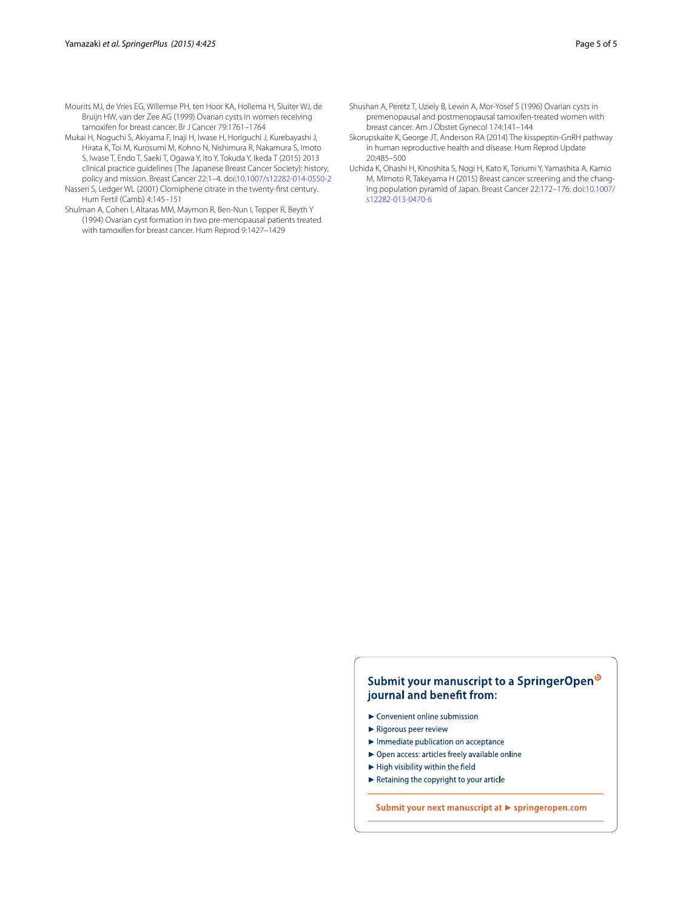Mourits MJ, de Vries EG, Willemse PH, ten Hoor KA, Hollema H, Sluiter WJ, de Bruijn HW, van der Zee AG (1999) Ovarian cysts in women receiving tamoxifen for breast cancer. Br J Cancer 79:1761–1764

Mukai H, Noguchi S, Akiyama F, Inaji H, Iwase H, Horiguchi J, Kurebayashi J, Hirata K, Toi M, Kurosumi M, Kohno N, Nishimura R, Nakamura S, Imoto S, Iwase T, Endo T, Saeki T, Ogawa Y, Ito Y, Tokuda Y, Ikeda T (2015) 2013 clinical practice guidelines (The Japanese Breast Cancer Society): history, policy and mission. Breast Cancer 22:1–4. doi:10.1007/s12282-014-0550-2

Nasseri S, Ledger WL (2001) Clomiphene citrate in the twenty-first century. Hum Fertil (Camb) 4:145–151

Shulman A, Cohen I, Altaras MM, Maymon R, Ben-Nun I, Tepper R, Beyth Y (1994) Ovarian cyst formation in two pre-menopausal patients treated with tamoxifen for breast cancer. Hum Reprod 9:1427–1429

Shushan A, Peretz T, Uziely B, Lewin A, Mor-Yosef S (1996) Ovarian cysts in premenopausal and postmenopausal tamoxifen-treated women with breast cancer. Am J Obstet Gynecol 174:141–144

Skorupskaite K, George JT, Anderson RA (2014) The kisspeptin-GnRH pathway in human reproductive health and disease. Hum Reprod Update 20:485–500

Uchida K, Ohashi H, Kinoshita S, Nogi H, Kato K, Toriumi Y, Yamashita A, Kamio M, Mimoto R, Takeyama H (2015) Breast cancer screening and the changing population pyramid of Japan. Breast Cancer 22:172–176. doi:10.1007/s12282-013-0470-6

**Submit your manuscript to a SpringerOpen journal and benefit from:**

- Convenient online submission
- Rigorous peer review
- Immediate publication on acceptance
- Open access: articles freely available online
- High visibility within the field
- Retaining the copyright to your article

**Submit your next manuscript at ► springeropen.com**